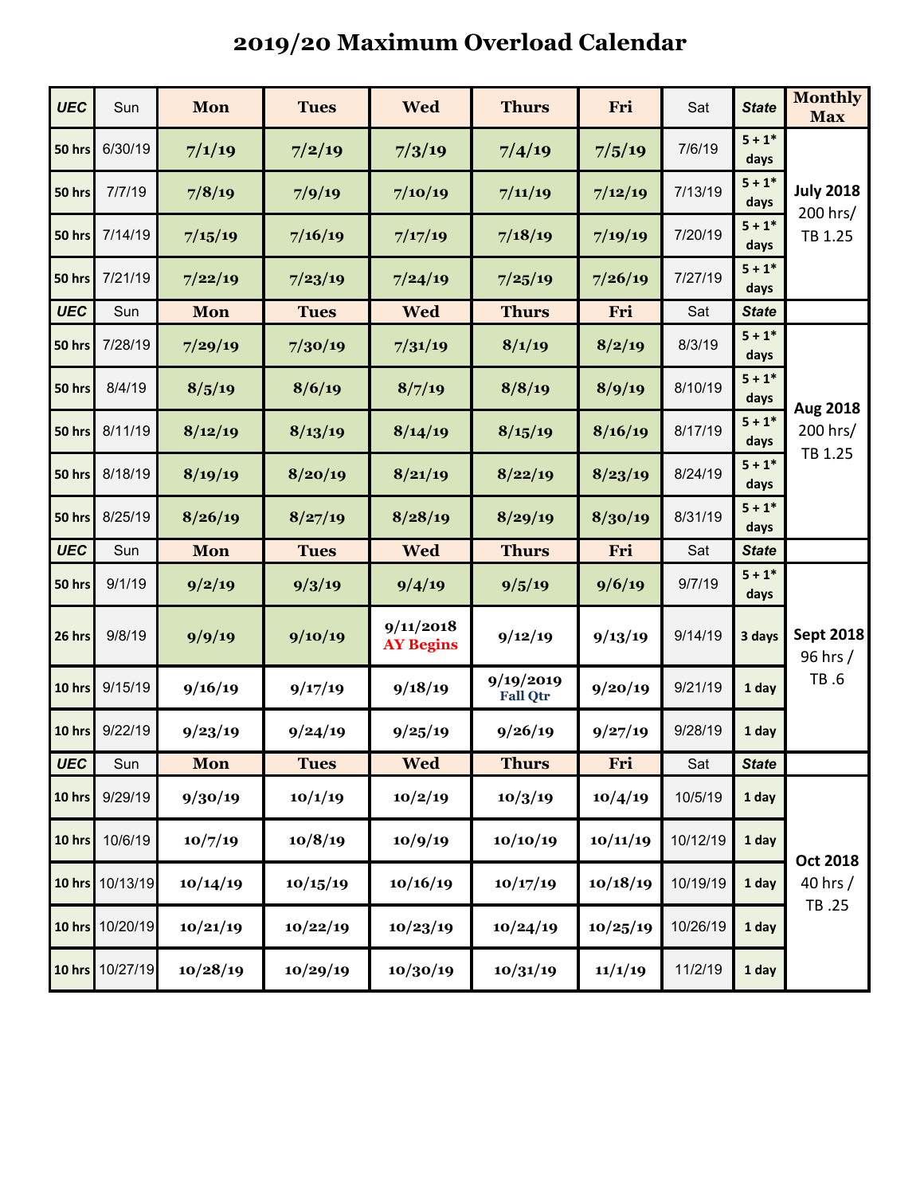# 2019/20 Maximum Overload Calendar

| UEC | Sun | Mon | Tues | Wed | Thurs | Fri | Sat | State | Monthly Max |
|---|---|---|---|---|---|---|---|---|---|
| 50 hrs | 6/30/19 | 7/1/19 | 7/2/19 | 7/3/19 | 7/4/19 | 7/5/19 | 7/6/19 | 5 + 1* days | July 2018 200 hrs/ TB 1.25 |
| 50 hrs | 7/7/19 | 7/8/19 | 7/9/19 | 7/10/19 | 7/11/19 | 7/12/19 | 7/13/19 | 5 + 1* days | |
| 50 hrs | 7/14/19 | 7/15/19 | 7/16/19 | 7/17/19 | 7/18/19 | 7/19/19 | 7/20/19 | 5 + 1* days | |
| 50 hrs | 7/21/19 | 7/22/19 | 7/23/19 | 7/24/19 | 7/25/19 | 7/26/19 | 7/27/19 | 5 + 1* days | |
| UEC | Sun | Mon | Tues | Wed | Thurs | Fri | Sat | State | |
| 50 hrs | 7/28/19 | 7/29/19 | 7/30/19 | 7/31/19 | 8/1/19 | 8/2/19 | 8/3/19 | 5 + 1* days | Aug 2018 200 hrs/ TB 1.25 |
| 50 hrs | 8/4/19 | 8/5/19 | 8/6/19 | 8/7/19 | 8/8/19 | 8/9/19 | 8/10/19 | 5 + 1* days | |
| 50 hrs | 8/11/19 | 8/12/19 | 8/13/19 | 8/14/19 | 8/15/19 | 8/16/19 | 8/17/19 | 5 + 1* days | |
| 50 hrs | 8/18/19 | 8/19/19 | 8/20/19 | 8/21/19 | 8/22/19 | 8/23/19 | 8/24/19 | 5 + 1* days | |
| 50 hrs | 8/25/19 | 8/26/19 | 8/27/19 | 8/28/19 | 8/29/19 | 8/30/19 | 8/31/19 | 5 + 1* days | |
| UEC | Sun | Mon | Tues | Wed | Thurs | Fri | Sat | State | |
| 50 hrs | 9/1/19 | 9/2/19 | 9/3/19 | 9/4/19 | 9/5/19 | 9/6/19 | 9/7/19 | 5 + 1* days | Sept 2018 96 hrs / TB .6 |
| 26 hrs | 9/8/19 | 9/9/19 | 9/10/19 | 9/11/2018 AY Begins | 9/12/19 | 9/13/19 | 9/14/19 | 3 days | |
| 10 hrs | 9/15/19 | 9/16/19 | 9/17/19 | 9/18/19 | 9/19/2019 Fall Qtr | 9/20/19 | 9/21/19 | 1 day | |
| 10 hrs | 9/22/19 | 9/23/19 | 9/24/19 | 9/25/19 | 9/26/19 | 9/27/19 | 9/28/19 | 1 day | |
| UEC | Sun | Mon | Tues | Wed | Thurs | Fri | Sat | State | |
| 10 hrs | 9/29/19 | 9/30/19 | 10/1/19 | 10/2/19 | 10/3/19 | 10/4/19 | 10/5/19 | 1 day | Oct 2018 40 hrs / TB .25 |
| 10 hrs | 10/6/19 | 10/7/19 | 10/8/19 | 10/9/19 | 10/10/19 | 10/11/19 | 10/12/19 | 1 day | |
| 10 hrs | 10/13/19 | 10/14/19 | 10/15/19 | 10/16/19 | 10/17/19 | 10/18/19 | 10/19/19 | 1 day | |
| 10 hrs | 10/20/19 | 10/21/19 | 10/22/19 | 10/23/19 | 10/24/19 | 10/25/19 | 10/26/19 | 1 day | |
| 10 hrs | 10/27/19 | 10/28/19 | 10/29/19 | 10/30/19 | 10/31/19 | 11/1/19 | 11/2/19 | 1 day | |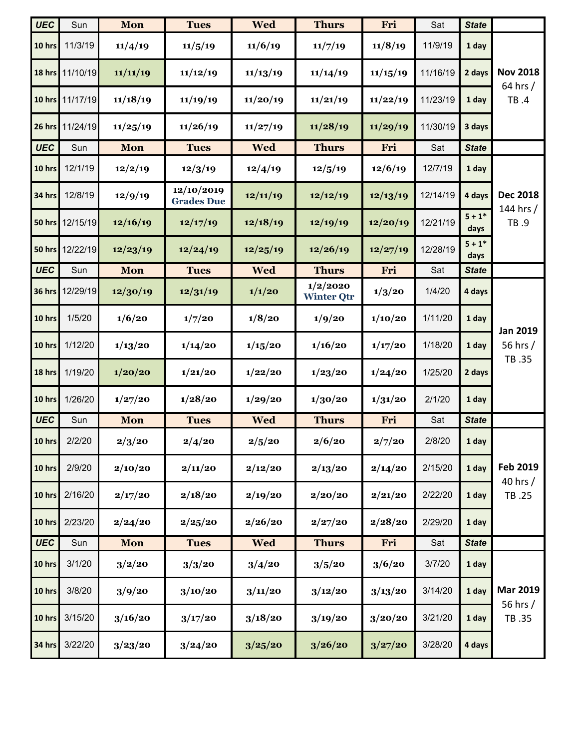| UEC | Sun | Mon | Tues | Wed | Thurs | Fri | Sat | State | |
|---|---|---|---|---|---|---|---|---|---|
| 10 hrs | 11/3/19 | 11/4/19 | 11/5/19 | 11/6/19 | 11/7/19 | 11/8/19 | 11/9/19 | 1 day | **Nov 2018** 64 hrs / TB .4 |
| 18 hrs | 11/10/19 | 11/11/19 | 11/12/19 | 11/13/19 | 11/14/19 | 11/15/19 | 11/16/19 | 2 days | |
| 10 hrs | 11/17/19 | 11/18/19 | 11/19/19 | 11/20/19 | 11/21/19 | 11/22/19 | 11/23/19 | 1 day | |
| 26 hrs | 11/24/19 | 11/25/19 | 11/26/19 | 11/27/19 | 11/28/19 | 11/29/19 | 11/30/19 | 3 days | |
| UEC | Sun | Mon | Tues | Wed | Thurs | Fri | Sat | State | |
| 10 hrs | 12/1/19 | 12/2/19 | 12/3/19 | 12/4/19 | 12/5/19 | 12/6/19 | 12/7/19 | 1 day | **Dec 2018** 144 hrs / TB .9 |
| 34 hrs | 12/8/19 | 12/9/19 | 12/10/2019 Grades Due | 12/11/19 | 12/12/19 | 12/13/19 | 12/14/19 | 4 days | |
| 50 hrs | 12/15/19 | 12/16/19 | 12/17/19 | 12/18/19 | 12/19/19 | 12/20/19 | 12/21/19 | 5 + 1* days | |
| 50 hrs | 12/22/19 | 12/23/19 | 12/24/19 | 12/25/19 | 12/26/19 | 12/27/19 | 12/28/19 | 5 + 1* days | |
| UEC | Sun | Mon | Tues | Wed | Thurs | Fri | Sat | State | |
| 36 hrs | 12/29/19 | 12/30/19 | 12/31/19 | 1/1/20 | 1/2/2020 Winter Qtr | 1/3/20 | 1/4/20 | 4 days | **Jan 2019** 56 hrs / TB .35 |
| 10 hrs | 1/5/20 | 1/6/20 | 1/7/20 | 1/8/20 | 1/9/20 | 1/10/20 | 1/11/20 | 1 day | |
| 10 hrs | 1/12/20 | 1/13/20 | 1/14/20 | 1/15/20 | 1/16/20 | 1/17/20 | 1/18/20 | 1 day | |
| 18 hrs | 1/19/20 | 1/20/20 | 1/21/20 | 1/22/20 | 1/23/20 | 1/24/20 | 1/25/20 | 2 days | |
| 10 hrs | 1/26/20 | 1/27/20 | 1/28/20 | 1/29/20 | 1/30/20 | 1/31/20 | 2/1/20 | 1 day | |
| UEC | Sun | Mon | Tues | Wed | Thurs | Fri | Sat | State | |
| 10 hrs | 2/2/20 | 2/3/20 | 2/4/20 | 2/5/20 | 2/6/20 | 2/7/20 | 2/8/20 | 1 day | **Feb 2019** 40 hrs / TB .25 |
| 10 hrs | 2/9/20 | 2/10/20 | 2/11/20 | 2/12/20 | 2/13/20 | 2/14/20 | 2/15/20 | 1 day | |
| 10 hrs | 2/16/20 | 2/17/20 | 2/18/20 | 2/19/20 | 2/20/20 | 2/21/20 | 2/22/20 | 1 day | |
| 10 hrs | 2/23/20 | 2/24/20 | 2/25/20 | 2/26/20 | 2/27/20 | 2/28/20 | 2/29/20 | 1 day | |
| UEC | Sun | Mon | Tues | Wed | Thurs | Fri | Sat | State | |
| 10 hrs | 3/1/20 | 3/2/20 | 3/3/20 | 3/4/20 | 3/5/20 | 3/6/20 | 3/7/20 | 1 day | **Mar 2019** 56 hrs / TB .35 |
| 10 hrs | 3/8/20 | 3/9/20 | 3/10/20 | 3/11/20 | 3/12/20 | 3/13/20 | 3/14/20 | 1 day | |
| 10 hrs | 3/15/20 | 3/16/20 | 3/17/20 | 3/18/20 | 3/19/20 | 3/20/20 | 3/21/20 | 1 day | |
| 34 hrs | 3/22/20 | 3/23/20 | 3/24/20 | 3/25/20 | 3/26/20 | 3/27/20 | 3/28/20 | 4 days | |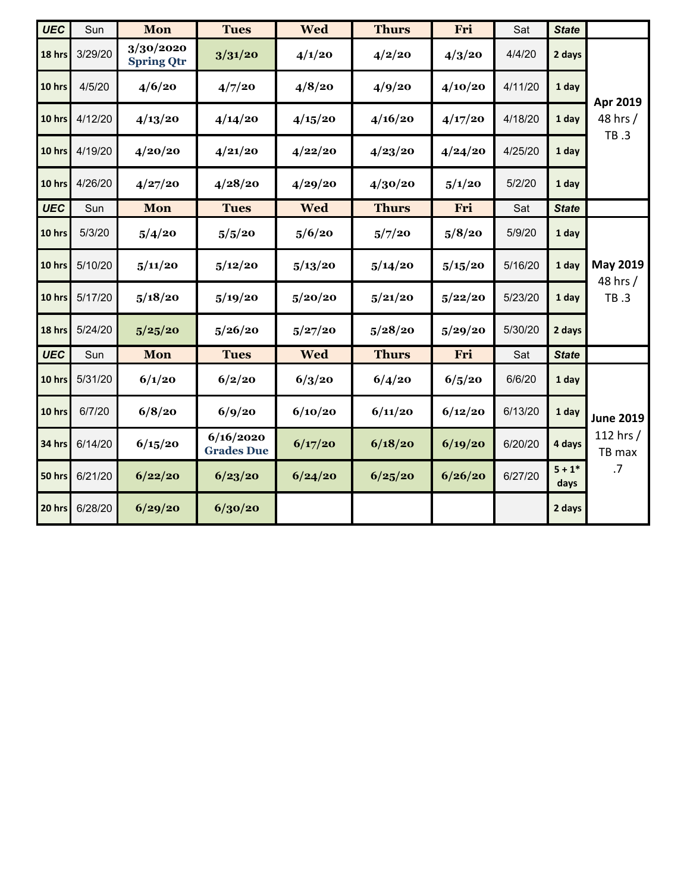| UEC | Sun | Mon | Tues | Wed | Thurs | Fri | Sat | State | |
|---|---|---|---|---|---|---|---|---|---|
| 18 hrs | 3/29/20 | 3/30/2020 Spring Qtr | 3/31/20 | 4/1/20 | 4/2/20 | 4/3/20 | 4/4/20 | 2 days | Apr 2019 48 hrs / TB .3 |
| 10 hrs | 4/5/20 | 4/6/20 | 4/7/20 | 4/8/20 | 4/9/20 | 4/10/20 | 4/11/20 | 1 day | |
| 10 hrs | 4/12/20 | 4/13/20 | 4/14/20 | 4/15/20 | 4/16/20 | 4/17/20 | 4/18/20 | 1 day | |
| 10 hrs | 4/19/20 | 4/20/20 | 4/21/20 | 4/22/20 | 4/23/20 | 4/24/20 | 4/25/20 | 1 day | |
| 10 hrs | 4/26/20 | 4/27/20 | 4/28/20 | 4/29/20 | 4/30/20 | 5/1/20 | 5/2/20 | 1 day | |
| **UEC** | **Sun** | **Mon** | **Tues** | **Wed** | **Thurs** | **Fri** | **Sat** | **State** | |
| 10 hrs | 5/3/20 | 5/4/20 | 5/5/20 | 5/6/20 | 5/7/20 | 5/8/20 | 5/9/20 | 1 day | May 2019 48 hrs / TB .3 |
| 10 hrs | 5/10/20 | 5/11/20 | 5/12/20 | 5/13/20 | 5/14/20 | 5/15/20 | 5/16/20 | 1 day | |
| 10 hrs | 5/17/20 | 5/18/20 | 5/19/20 | 5/20/20 | 5/21/20 | 5/22/20 | 5/23/20 | 1 day | |
| 18 hrs | 5/24/20 | 5/25/20 | 5/26/20 | 5/27/20 | 5/28/20 | 5/29/20 | 5/30/20 | 2 days | |
| **UEC** | **Sun** | **Mon** | **Tues** | **Wed** | **Thurs** | **Fri** | **Sat** | **State** | |
| 10 hrs | 5/31/20 | 6/1/20 | 6/2/20 | 6/3/20 | 6/4/20 | 6/5/20 | 6/6/20 | 1 day | June 2019 112 hrs / TB max .7 |
| 10 hrs | 6/7/20 | 6/8/20 | 6/9/20 | 6/10/20 | 6/11/20 | 6/12/20 | 6/13/20 | 1 day | |
| 34 hrs | 6/14/20 | 6/15/20 | 6/16/2020 Grades Due | 6/17/20 | 6/18/20 | 6/19/20 | 6/20/20 | 4 days | |
| 50 hrs | 6/21/20 | 6/22/20 | 6/23/20 | 6/24/20 | 6/25/20 | 6/26/20 | 6/27/20 | 5 + 1* days | |
| 20 hrs | 6/28/20 | 6/29/20 | 6/30/20 | | | | | 2 days | |